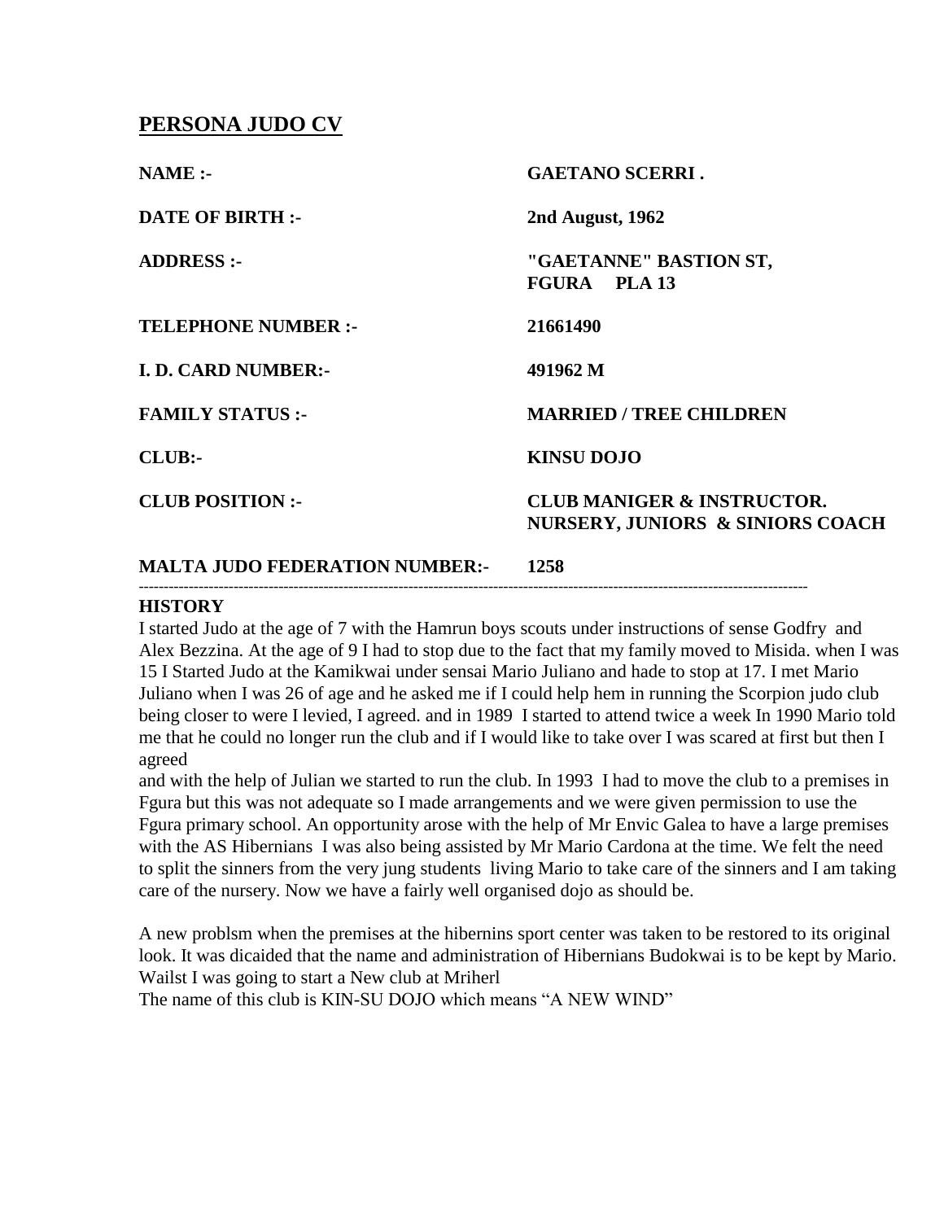# PERSONA JUDO CV

| | |
|---|---|
| **NAME :-** | **GAETANO SCERRI .** |
| **DATE OF BIRTH :-** | **2nd August, 1962** |
| **ADDRESS :-** | **"GAETANNE" BASTION ST, FGURA PLA 13** |
| **TELEPHONE NUMBER :-** | **21661490** |
| **I. D. CARD NUMBER:-** | **491962 M** |
| **FAMILY STATUS :-** | **MARRIED / TREE CHILDREN** |
| **CLUB:-** | **KINSU DOJO** |
| **CLUB POSITION :-** | **CLUB MANIGER & INSTRUCTOR. NURSERY, JUNIORS & SINIORS COACH** |
| **MALTA JUDO FEDERATION NUMBER:-** | **1258** |

---

**HISTORY**

I started Judo at the age of 7 with the Hamrun boys scouts under instructions of sense Godfry and Alex Bezzina. At the age of 9 I had to stop due to the fact that my family moved to Misida. when I was 15 I Started Judo at the Kamikwai under sensai Mario Juliano and hade to stop at 17. I met Mario Juliano when I was 26 of age and he asked me if I could help hem in running the Scorpion judo club being closer to were I levied, I agreed. and in 1989 I started to attend twice a week In 1990 Mario told me that he could no longer run the club and if I would like to take over I was scared at first but then I agreed

and with the help of Julian we started to run the club. In 1993 I had to move the club to a premises in Fgura but this was not adequate so I made arrangements and we were given permission to use the Fgura primary school. An opportunity arose with the help of Mr Envic Galea to have a large premises with the AS Hibernians I was also being assisted by Mr Mario Cardona at the time. We felt the need to split the sinners from the very jung students living Mario to take care of the sinners and I am taking care of the nursery. Now we have a fairly well organised dojo as should be.

A new problsm when the premises at the hibernins sport center was taken to be restored to its original look. It was dicaided that the name and administration of Hibernians Budokwai is to be kept by Mario. Wailst I was going to start a New club at Mriherl

The name of this club is KIN-SU DOJO which means "A NEW WIND"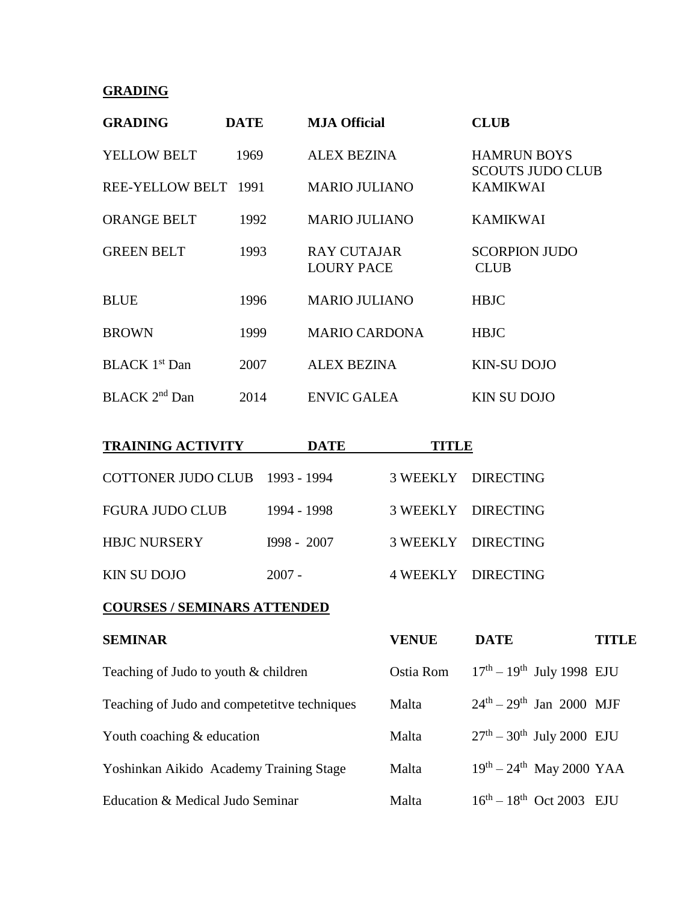## GRADING

| GRADING | DATE | MJA Official | CLUB |
| --- | --- | --- | --- |
| YELLOW BELT | 1969 | ALEX BEZINA | HAMRUN BOYS SCOUTS JUDO CLUB |
| REE-YELLOW BELT | 1991 | MARIO JULIANO | KAMIKWAI |
| ORANGE BELT | 1992 | MARIO JULIANO | KAMIKWAI |
| GREEN BELT | 1993 | RAY CUTAJAR LOURY PACE | SCORPION JUDO CLUB |
| BLUE | 1996 | MARIO JULIANO | HBJC |
| BROWN | 1999 | MARIO CARDONA | HBJC |
| BLACK 1st Dan | 2007 | ALEX BEZINA | KIN-SU DOJO |
| BLACK 2nd Dan | 2014 | ENVIC GALEA | KIN SU DOJO |

| TRAINING ACTIVITY | DATE | TITLE |
| --- | --- | --- |
| COTTONER JUDO CLUB | 1993 - 1994 | 3 WEEKLY DIRECTING |
| FGURA JUDO CLUB | 1994 - 1998 | 3 WEEKLY DIRECTING |
| HBJC NURSERY | I998 - 2007 | 3 WEEKLY DIRECTING |
| KIN SU DOJO | 2007 - | 4 WEEKLY DIRECTING |

## COURSES / SEMINARS ATTENDED

| SEMINAR | VENUE | DATE | TITLE |
| --- | --- | --- | --- |
| Teaching of Judo to youth & children | Ostia Rom | 17th – 19th July 1998 | EJU |
| Teaching of Judo and competetitve techniques | Malta | 24th – 29th Jan 2000 | MJF |
| Youth coaching & education | Malta | 27th – 30th July 2000 | EJU |
| Yoshinkan Aikido Academy Training Stage | Malta | 19th – 24th May 2000 | YAA |
| Education & Medical Judo Seminar | Malta | 16th – 18th Oct 2003 | EJU |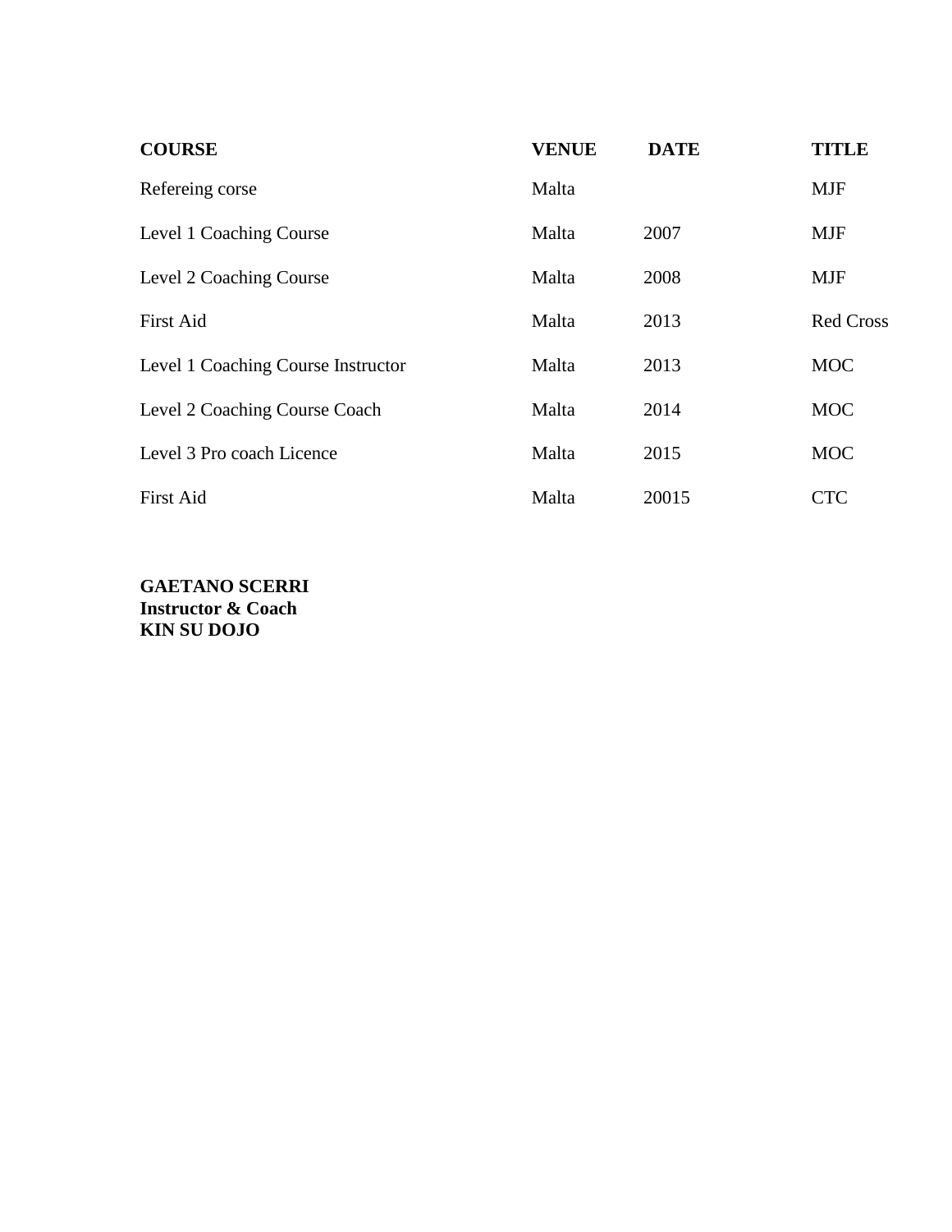| COURSE | VENUE | DATE | TITLE |
|---|---|---|---|
| Refereing corse | Malta | | MJF |
| Level 1 Coaching Course | Malta | 2007 | MJF |
| Level 2 Coaching Course | Malta | 2008 | MJF |
| First Aid | Malta | 2013 | Red Cross |
| Level 1 Coaching Course Instructor | Malta | 2013 | MOC |
| Level 2 Coaching Course Coach | Malta | 2014 | MOC |
| Level 3 Pro coach Licence | Malta | 2015 | MOC |
| First Aid | Malta | 20015 | CTC |

**GAETANO SCERRI**
**Instructor & Coach**
**KIN SU DOJO**